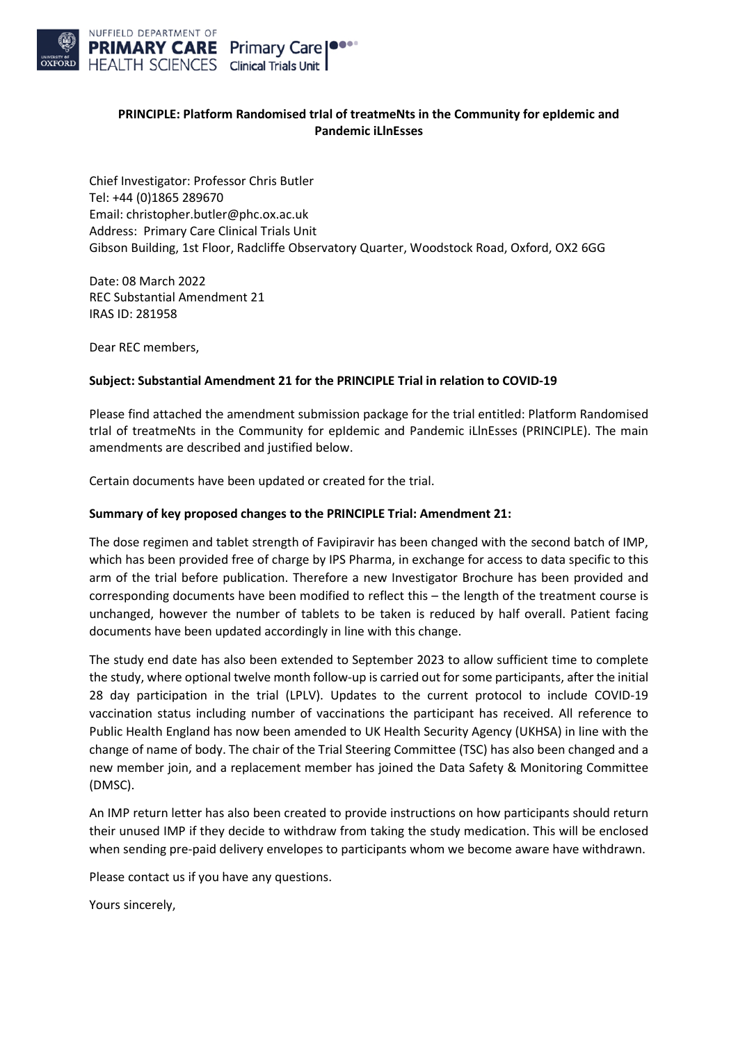NUFFIELD DEPARTMENT OF **PRIMARY CARE** HEALTH SCIENCES | Primary Care Clinical Trials Unit

**PRINCIPLE: Platform Randomised trIal of treatmeNts in the Community for epIdemic and Pandemic iLlnEsses**

Chief Investigator: Professor Chris Butler
Tel: +44 (0)1865 289670
Email: christopher.butler@phc.ox.ac.uk
Address: Primary Care Clinical Trials Unit
Gibson Building, 1st Floor, Radcliffe Observatory Quarter, Woodstock Road, Oxford, OX2 6GG

Date: 08 March 2022
REC Substantial Amendment 21
IRAS ID: 281958

Dear REC members,

**Subject: Substantial Amendment 21 for the PRINCIPLE Trial in relation to COVID-19**

Please find attached the amendment submission package for the trial entitled: Platform Randomised trIal of treatmeNts in the Community for epIdemic and Pandemic iLlnEsses (PRINCIPLE). The main amendments are described and justified below.

Certain documents have been updated or created for the trial.

**Summary of key proposed changes to the PRINCIPLE Trial: Amendment 21:**

The dose regimen and tablet strength of Favipiravir has been changed with the second batch of IMP, which has been provided free of charge by IPS Pharma, in exchange for access to data specific to this arm of the trial before publication. Therefore a new Investigator Brochure has been provided and corresponding documents have been modified to reflect this – the length of the treatment course is unchanged, however the number of tablets to be taken is reduced by half overall. Patient facing documents have been updated accordingly in line with this change.

The study end date has also been extended to September 2023 to allow sufficient time to complete the study, where optional twelve month follow-up is carried out for some participants, after the initial 28 day participation in the trial (LPLV). Updates to the current protocol to include COVID-19 vaccination status including number of vaccinations the participant has received. All reference to Public Health England has now been amended to UK Health Security Agency (UKHSA) in line with the change of name of body. The chair of the Trial Steering Committee (TSC) has also been changed and a new member join, and a replacement member has joined the Data Safety & Monitoring Committee (DMSC).

An IMP return letter has also been created to provide instructions on how participants should return their unused IMP if they decide to withdraw from taking the study medication. This will be enclosed when sending pre-paid delivery envelopes to participants whom we become aware have withdrawn.

Please contact us if you have any questions.

Yours sincerely,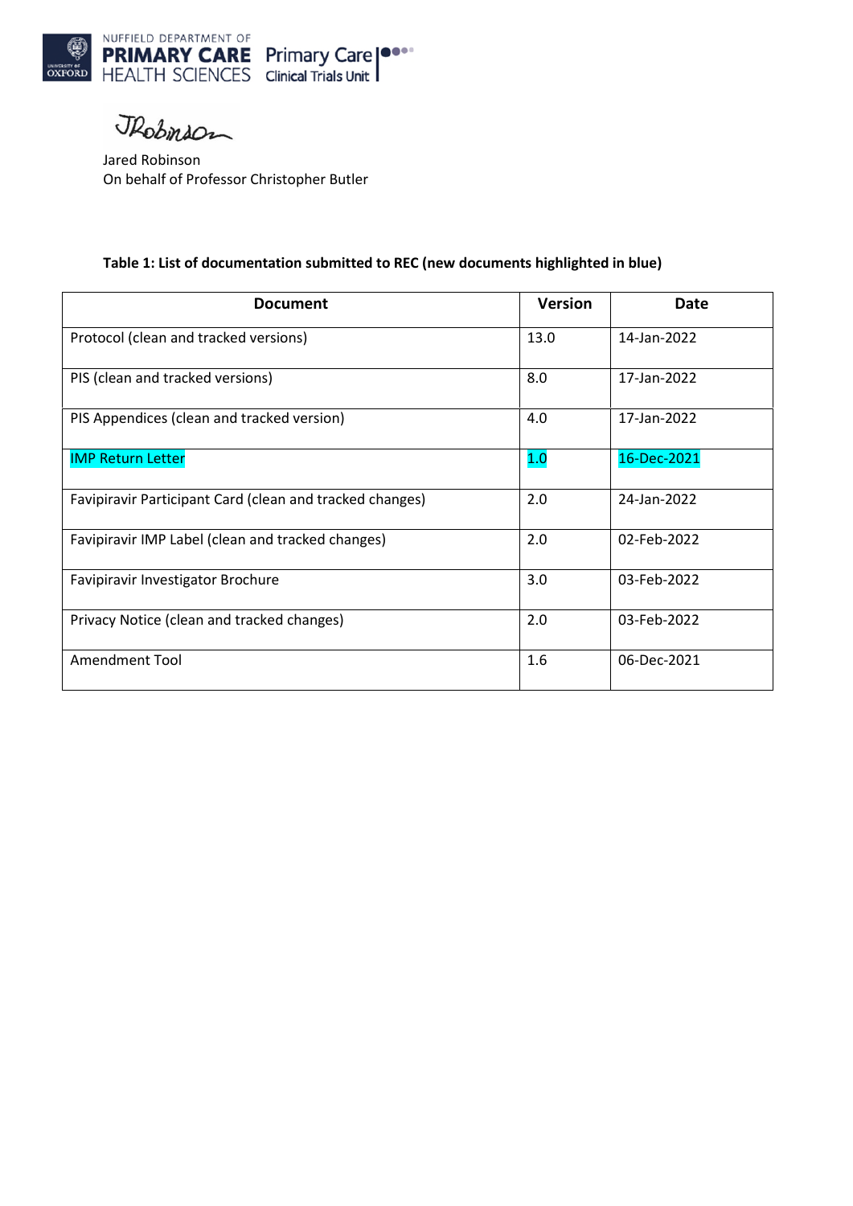Jared Robinson
On behalf of Professor Christopher Butler

**Table 1: List of documentation submitted to REC (new documents highlighted in blue)**

| Document | Version | Date |
| --- | --- | --- |
| Protocol (clean and tracked versions) | 13.0 | 14-Jan-2022 |
| PIS (clean and tracked versions) | 8.0 | 17-Jan-2022 |
| PIS Appendices (clean and tracked version) | 4.0 | 17-Jan-2022 |
| IMP Return Letter | 1.0 | 16-Dec-2021 |
| Favipiravir Participant Card (clean and tracked changes) | 2.0 | 24-Jan-2022 |
| Favipiravir IMP Label (clean and tracked changes) | 2.0 | 02-Feb-2022 |
| Favipiravir Investigator Brochure | 3.0 | 03-Feb-2022 |
| Privacy Notice (clean and tracked changes) | 2.0 | 03-Feb-2022 |
| Amendment Tool | 1.6 | 06-Dec-2021 |